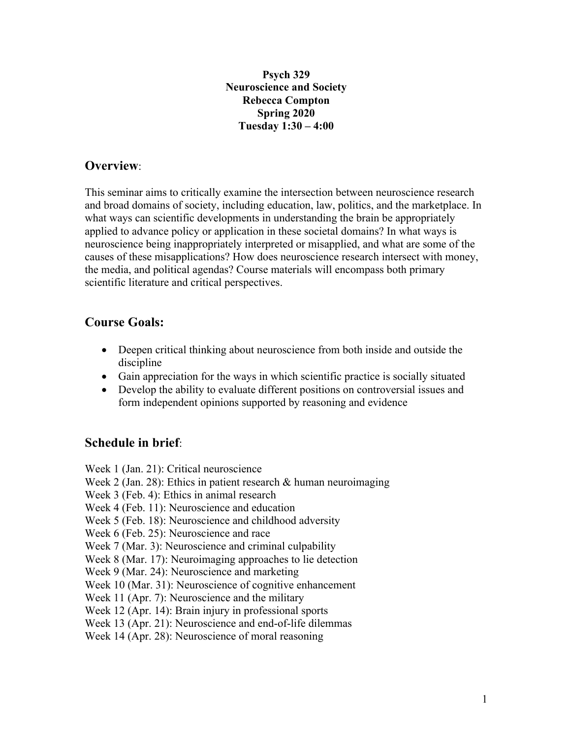**Psych 329**
**Neuroscience and Society**
**Rebecca Compton**
**Spring 2020**
**Tuesday 1:30 – 4:00**

## Overview:

This seminar aims to critically examine the intersection between neuroscience research and broad domains of society, including education, law, politics, and the marketplace. In what ways can scientific developments in understanding the brain be appropriately applied to advance policy or application in these societal domains? In what ways is neuroscience being inappropriately interpreted or misapplied, and what are some of the causes of these misapplications? How does neuroscience research intersect with money, the media, and political agendas? Course materials will encompass both primary scientific literature and critical perspectives.

## Course Goals:

- Deepen critical thinking about neuroscience from both inside and outside the discipline
- Gain appreciation for the ways in which scientific practice is socially situated
- Develop the ability to evaluate different positions on controversial issues and form independent opinions supported by reasoning and evidence

## Schedule in brief:

Week 1 (Jan. 21): Critical neuroscience
Week 2 (Jan. 28): Ethics in patient research & human neuroimaging
Week 3 (Feb. 4): Ethics in animal research
Week 4 (Feb. 11): Neuroscience and education
Week 5 (Feb. 18): Neuroscience and childhood adversity
Week 6 (Feb. 25): Neuroscience and race
Week 7 (Mar. 3): Neuroscience and criminal culpability
Week 8 (Mar. 17): Neuroimaging approaches to lie detection
Week 9 (Mar. 24): Neuroscience and marketing
Week 10 (Mar. 31): Neuroscience of cognitive enhancement
Week 11 (Apr. 7): Neuroscience and the military
Week 12 (Apr. 14): Brain injury in professional sports
Week 13 (Apr. 21): Neuroscience and end-of-life dilemmas
Week 14 (Apr. 28): Neuroscience of moral reasoning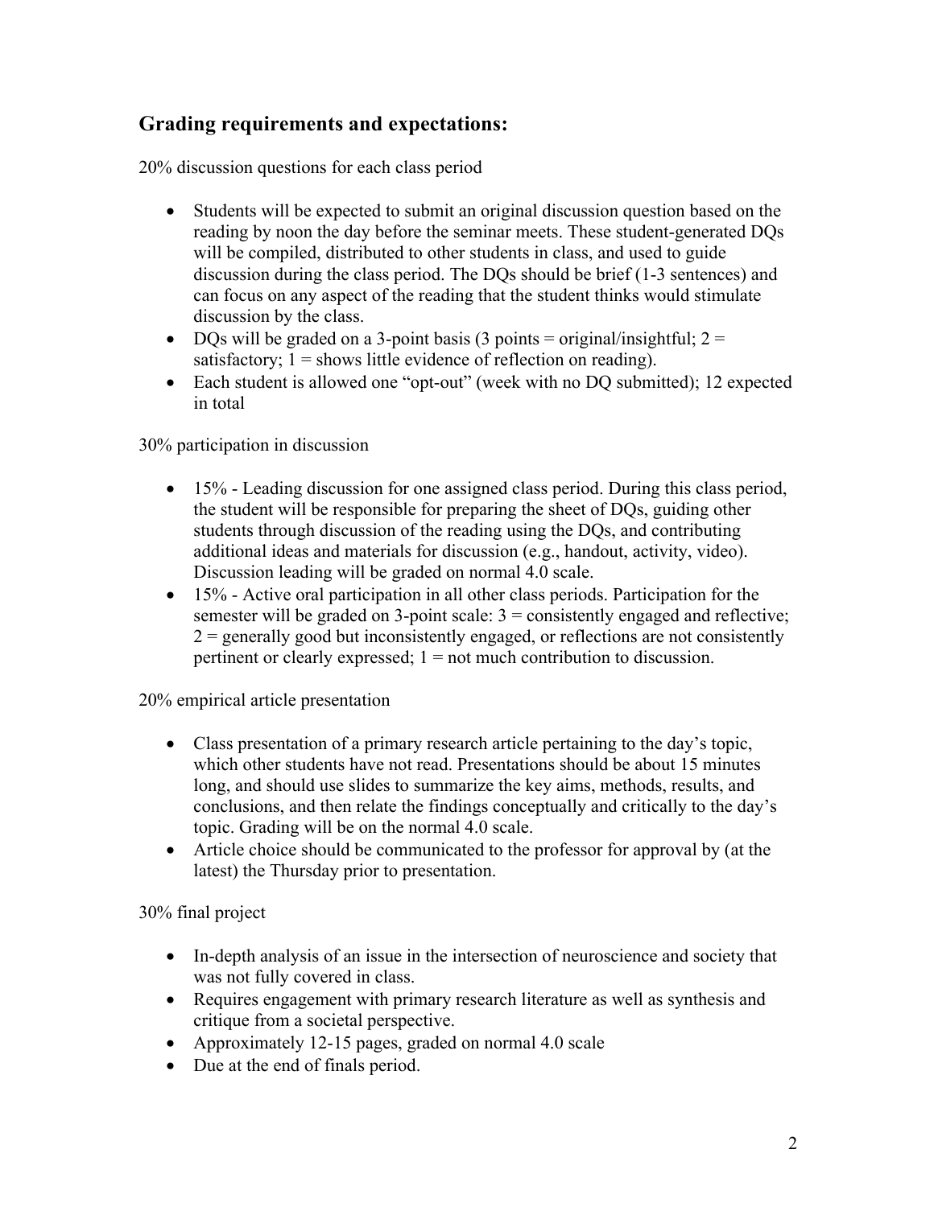## Grading requirements and expectations:

20% discussion questions for each class period

- Students will be expected to submit an original discussion question based on the reading by noon the day before the seminar meets. These student-generated DQs will be compiled, distributed to other students in class, and used to guide discussion during the class period. The DQs should be brief (1-3 sentences) and can focus on any aspect of the reading that the student thinks would stimulate discussion by the class.
- DQs will be graded on a 3-point basis (3 points = original/insightful; 2 = satisfactory; 1 = shows little evidence of reflection on reading).
- Each student is allowed one "opt-out" (week with no DQ submitted); 12 expected in total

30% participation in discussion

- 15% - Leading discussion for one assigned class period. During this class period, the student will be responsible for preparing the sheet of DQs, guiding other students through discussion of the reading using the DQs, and contributing additional ideas and materials for discussion (e.g., handout, activity, video). Discussion leading will be graded on normal 4.0 scale.
- 15% - Active oral participation in all other class periods. Participation for the semester will be graded on 3-point scale: 3 = consistently engaged and reflective; 2 = generally good but inconsistently engaged, or reflections are not consistently pertinent or clearly expressed; 1 = not much contribution to discussion.

20% empirical article presentation

- Class presentation of a primary research article pertaining to the day's topic, which other students have not read. Presentations should be about 15 minutes long, and should use slides to summarize the key aims, methods, results, and conclusions, and then relate the findings conceptually and critically to the day's topic. Grading will be on the normal 4.0 scale.
- Article choice should be communicated to the professor for approval by (at the latest) the Thursday prior to presentation.

30% final project

- In-depth analysis of an issue in the intersection of neuroscience and society that was not fully covered in class.
- Requires engagement with primary research literature as well as synthesis and critique from a societal perspective.
- Approximately 12-15 pages, graded on normal 4.0 scale
- Due at the end of finals period.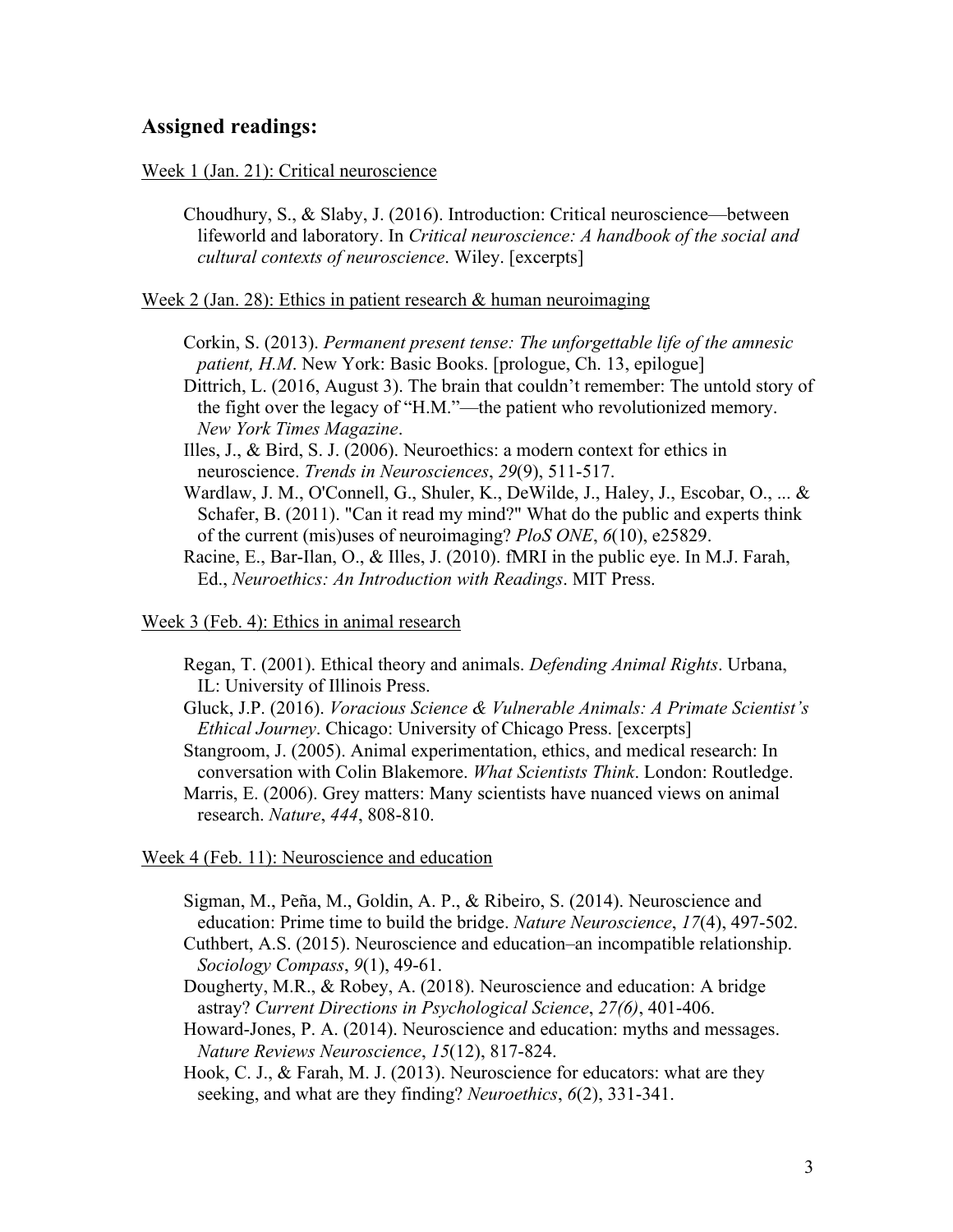## Assigned readings:

Week 1 (Jan. 21): Critical neuroscience

Choudhury, S., & Slaby, J. (2016). Introduction: Critical neuroscience—between lifeworld and laboratory. In *Critical neuroscience: A handbook of the social and cultural contexts of neuroscience*. Wiley. [excerpts]

Week 2 (Jan. 28): Ethics in patient research & human neuroimaging

Corkin, S. (2013). *Permanent present tense: The unforgettable life of the amnesic patient, H.M*. New York: Basic Books. [prologue, Ch. 13, epilogue]

Dittrich, L. (2016, August 3). The brain that couldn't remember: The untold story of the fight over the legacy of "H.M."—the patient who revolutionized memory. *New York Times Magazine*.

Illes, J., & Bird, S. J. (2006). Neuroethics: a modern context for ethics in neuroscience. *Trends in Neurosciences*, *29*(9), 511-517.

Wardlaw, J. M., O'Connell, G., Shuler, K., DeWilde, J., Haley, J., Escobar, O., ... & Schafer, B. (2011). "Can it read my mind?" What do the public and experts think of the current (mis)uses of neuroimaging? *PloS ONE*, *6*(10), e25829.

Racine, E., Bar-Ilan, O., & Illes, J. (2010). fMRI in the public eye. In M.J. Farah, Ed., *Neuroethics: An Introduction with Readings*. MIT Press.

Week 3 (Feb. 4): Ethics in animal research

Regan, T. (2001). Ethical theory and animals. *Defending Animal Rights*. Urbana, IL: University of Illinois Press.

Gluck, J.P. (2016). *Voracious Science & Vulnerable Animals: A Primate Scientist's Ethical Journey*. Chicago: University of Chicago Press. [excerpts]

Stangroom, J. (2005). Animal experimentation, ethics, and medical research: In conversation with Colin Blakemore. *What Scientists Think*. London: Routledge.

Marris, E. (2006). Grey matters: Many scientists have nuanced views on animal research. *Nature*, *444*, 808-810.

Week 4 (Feb. 11): Neuroscience and education

Sigman, M., Peña, M., Goldin, A. P., & Ribeiro, S. (2014). Neuroscience and education: Prime time to build the bridge. *Nature Neuroscience*, *17*(4), 497-502.

Cuthbert, A.S. (2015). Neuroscience and education–an incompatible relationship. *Sociology Compass*, *9*(1), 49-61.

Dougherty, M.R., & Robey, A. (2018). Neuroscience and education: A bridge astray? *Current Directions in Psychological Science*, *27(6)*, 401-406.

Howard-Jones, P. A. (2014). Neuroscience and education: myths and messages. *Nature Reviews Neuroscience*, *15*(12), 817-824.

Hook, C. J., & Farah, M. J. (2013). Neuroscience for educators: what are they seeking, and what are they finding? *Neuroethics*, *6*(2), 331-341.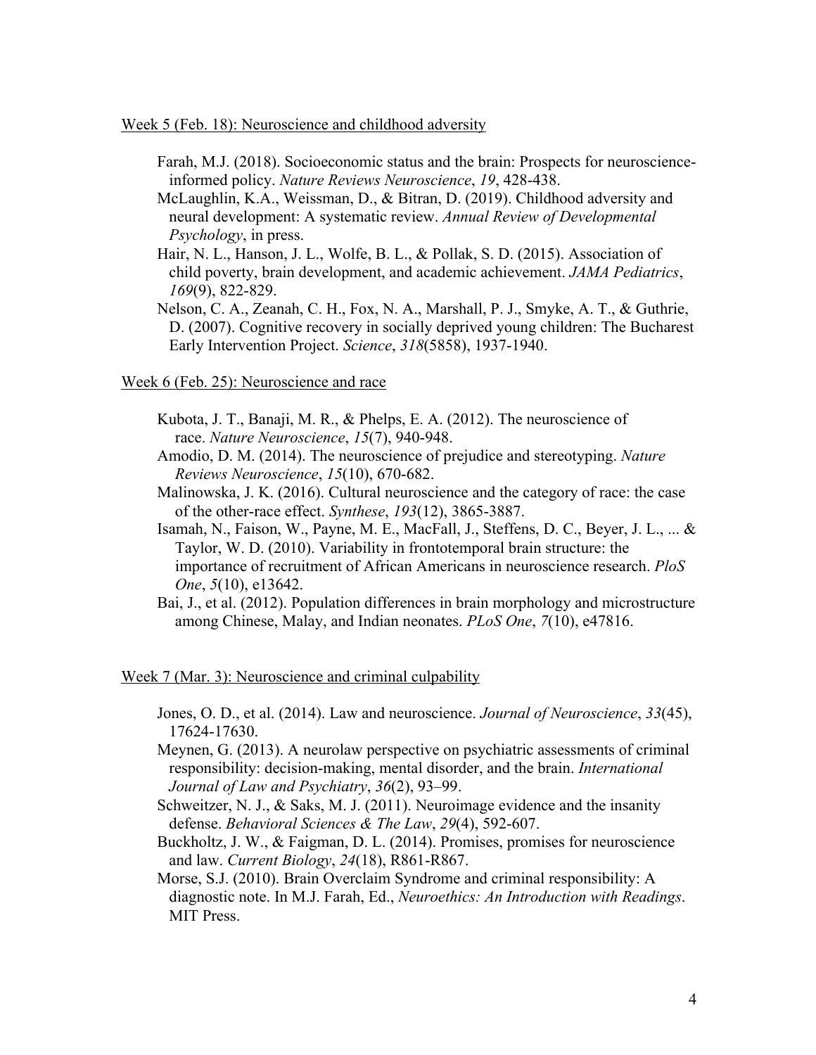<u>Week 5 (Feb. 18): Neuroscience and childhood adversity</u>

Farah, M.J. (2018). Socioeconomic status and the brain: Prospects for neuroscience-informed policy. *Nature Reviews Neuroscience*, *19*, 428-438.

McLaughlin, K.A., Weissman, D., & Bitran, D. (2019). Childhood adversity and neural development: A systematic review. *Annual Review of Developmental Psychology*, in press.

Hair, N. L., Hanson, J. L., Wolfe, B. L., & Pollak, S. D. (2015). Association of child poverty, brain development, and academic achievement. *JAMA Pediatrics*, *169*(9), 822-829.

Nelson, C. A., Zeanah, C. H., Fox, N. A., Marshall, P. J., Smyke, A. T., & Guthrie, D. (2007). Cognitive recovery in socially deprived young children: The Bucharest Early Intervention Project. *Science*, *318*(5858), 1937-1940.

<u>Week 6 (Feb. 25): Neuroscience and race</u>

Kubota, J. T., Banaji, M. R., & Phelps, E. A. (2012). The neuroscience of race. *Nature Neuroscience*, *15*(7), 940-948.

Amodio, D. M. (2014). The neuroscience of prejudice and stereotyping. *Nature Reviews Neuroscience*, *15*(10), 670-682.

Malinowska, J. K. (2016). Cultural neuroscience and the category of race: the case of the other-race effect. *Synthese*, *193*(12), 3865-3887.

Isamah, N., Faison, W., Payne, M. E., MacFall, J., Steffens, D. C., Beyer, J. L., ... & Taylor, W. D. (2010). Variability in frontotemporal brain structure: the importance of recruitment of African Americans in neuroscience research. *PloS One*, *5*(10), e13642.

Bai, J., et al. (2012). Population differences in brain morphology and microstructure among Chinese, Malay, and Indian neonates. *PLoS One*, *7*(10), e47816.

<u>Week 7 (Mar. 3): Neuroscience and criminal culpability</u>

Jones, O. D., et al. (2014). Law and neuroscience. *Journal of Neuroscience*, *33*(45), 17624-17630.

Meynen, G. (2013). A neurolaw perspective on psychiatric assessments of criminal responsibility: decision-making, mental disorder, and the brain. *International Journal of Law and Psychiatry*, *36*(2), 93–99.

Schweitzer, N. J., & Saks, M. J. (2011). Neuroimage evidence and the insanity defense. *Behavioral Sciences & The Law*, *29*(4), 592-607.

Buckholtz, J. W., & Faigman, D. L. (2014). Promises, promises for neuroscience and law. *Current Biology*, *24*(18), R861-R867.

Morse, S.J. (2010). Brain Overclaim Syndrome and criminal responsibility: A diagnostic note. In M.J. Farah, Ed., *Neuroethics: An Introduction with Readings*. MIT Press.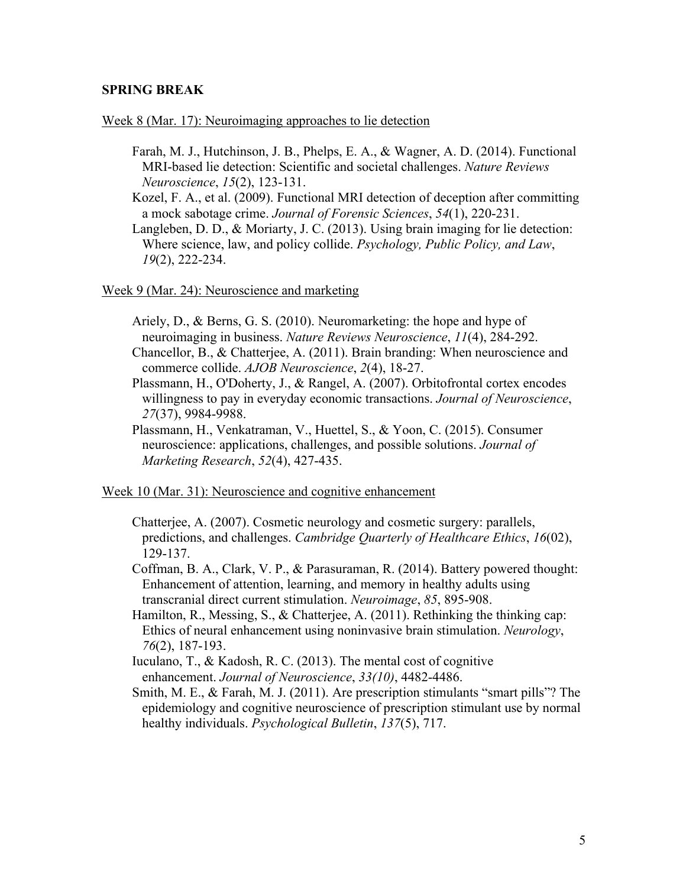**SPRING BREAK**

<u>Week 8 (Mar. 17): Neuroimaging approaches to lie detection</u>

Farah, M. J., Hutchinson, J. B., Phelps, E. A., & Wagner, A. D. (2014). Functional MRI-based lie detection: Scientific and societal challenges. *Nature Reviews Neuroscience*, *15*(2), 123-131.

Kozel, F. A., et al. (2009). Functional MRI detection of deception after committing a mock sabotage crime. *Journal of Forensic Sciences*, *54*(1), 220-231.

Langleben, D. D., & Moriarty, J. C. (2013). Using brain imaging for lie detection: Where science, law, and policy collide. *Psychology, Public Policy, and Law*, *19*(2), 222-234.

<u>Week 9 (Mar. 24): Neuroscience and marketing</u>

Ariely, D., & Berns, G. S. (2010). Neuromarketing: the hope and hype of neuroimaging in business. *Nature Reviews Neuroscience*, *11*(4), 284-292.

Chancellor, B., & Chatterjee, A. (2011). Brain branding: When neuroscience and commerce collide. *AJOB Neuroscience*, *2*(4), 18-27.

Plassmann, H., O'Doherty, J., & Rangel, A. (2007). Orbitofrontal cortex encodes willingness to pay in everyday economic transactions. *Journal of Neuroscience*, *27*(37), 9984-9988.

Plassmann, H., Venkatraman, V., Huettel, S., & Yoon, C. (2015). Consumer neuroscience: applications, challenges, and possible solutions. *Journal of Marketing Research*, *52*(4), 427-435.

<u>Week 10 (Mar. 31): Neuroscience and cognitive enhancement</u>

Chatterjee, A. (2007). Cosmetic neurology and cosmetic surgery: parallels, predictions, and challenges. *Cambridge Quarterly of Healthcare Ethics*, *16*(02), 129-137.

Coffman, B. A., Clark, V. P., & Parasuraman, R. (2014). Battery powered thought: Enhancement of attention, learning, and memory in healthy adults using transcranial direct current stimulation. *Neuroimage*, *85*, 895-908.

Hamilton, R., Messing, S., & Chatterjee, A. (2011). Rethinking the thinking cap: Ethics of neural enhancement using noninvasive brain stimulation. *Neurology*, *76*(2), 187-193.

Iuculano, T., & Kadosh, R. C. (2013). The mental cost of cognitive enhancement. *Journal of Neuroscience*, *33(10)*, 4482-4486.

Smith, M. E., & Farah, M. J. (2011). Are prescription stimulants "smart pills"? The epidemiology and cognitive neuroscience of prescription stimulant use by normal healthy individuals. *Psychological Bulletin*, *137*(5), 717.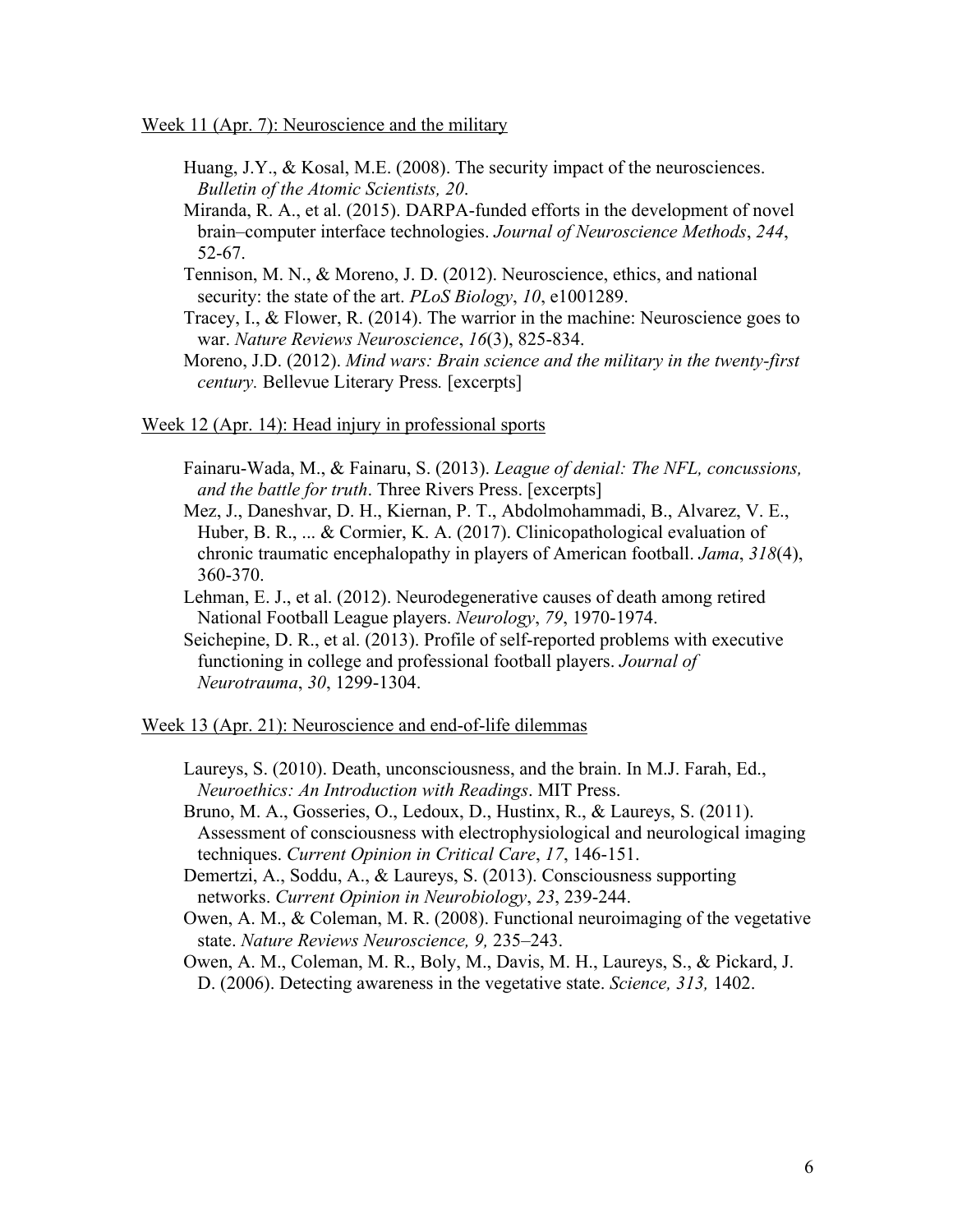<u>Week 11 (Apr. 7): Neuroscience and the military</u>

Huang, J.Y., & Kosal, M.E. (2008). The security impact of the neurosciences. *Bulletin of the Atomic Scientists, 20*.

Miranda, R. A., et al. (2015). DARPA-funded efforts in the development of novel brain–computer interface technologies. *Journal of Neuroscience Methods*, *244*, 52-67.

Tennison, M. N., & Moreno, J. D. (2012). Neuroscience, ethics, and national security: the state of the art. *PLoS Biology*, *10*, e1001289.

Tracey, I., & Flower, R. (2014). The warrior in the machine: Neuroscience goes to war. *Nature Reviews Neuroscience*, *16*(3), 825-834.

Moreno, J.D. (2012). *Mind wars: Brain science and the military in the twenty-first century.* Bellevue Literary Press*.* [excerpts]

<u>Week 12 (Apr. 14): Head injury in professional sports</u>

Fainaru-Wada, M., & Fainaru, S. (2013). *League of denial: The NFL, concussions, and the battle for truth*. Three Rivers Press. [excerpts]

Mez, J., Daneshvar, D. H., Kiernan, P. T., Abdolmohammadi, B., Alvarez, V. E., Huber, B. R., ... & Cormier, K. A. (2017). Clinicopathological evaluation of chronic traumatic encephalopathy in players of American football. *Jama*, *318*(4), 360-370.

Lehman, E. J., et al. (2012). Neurodegenerative causes of death among retired National Football League players. *Neurology*, *79*, 1970-1974.

Seichepine, D. R., et al. (2013). Profile of self-reported problems with executive functioning in college and professional football players. *Journal of Neurotrauma*, *30*, 1299-1304.

<u>Week 13 (Apr. 21): Neuroscience and end-of-life dilemmas</u>

Laureys, S. (2010). Death, unconsciousness, and the brain. In M.J. Farah, Ed., *Neuroethics: An Introduction with Readings*. MIT Press.

Bruno, M. A., Gosseries, O., Ledoux, D., Hustinx, R., & Laureys, S. (2011). Assessment of consciousness with electrophysiological and neurological imaging techniques. *Current Opinion in Critical Care*, *17*, 146-151.

Demertzi, A., Soddu, A., & Laureys, S. (2013). Consciousness supporting networks. *Current Opinion in Neurobiology*, *23*, 239-244.

Owen, A. M., & Coleman, M. R. (2008). Functional neuroimaging of the vegetative state. *Nature Reviews Neuroscience, 9,* 235–243.

Owen, A. M., Coleman, M. R., Boly, M., Davis, M. H., Laureys, S., & Pickard, J. D. (2006). Detecting awareness in the vegetative state. *Science, 313,* 1402.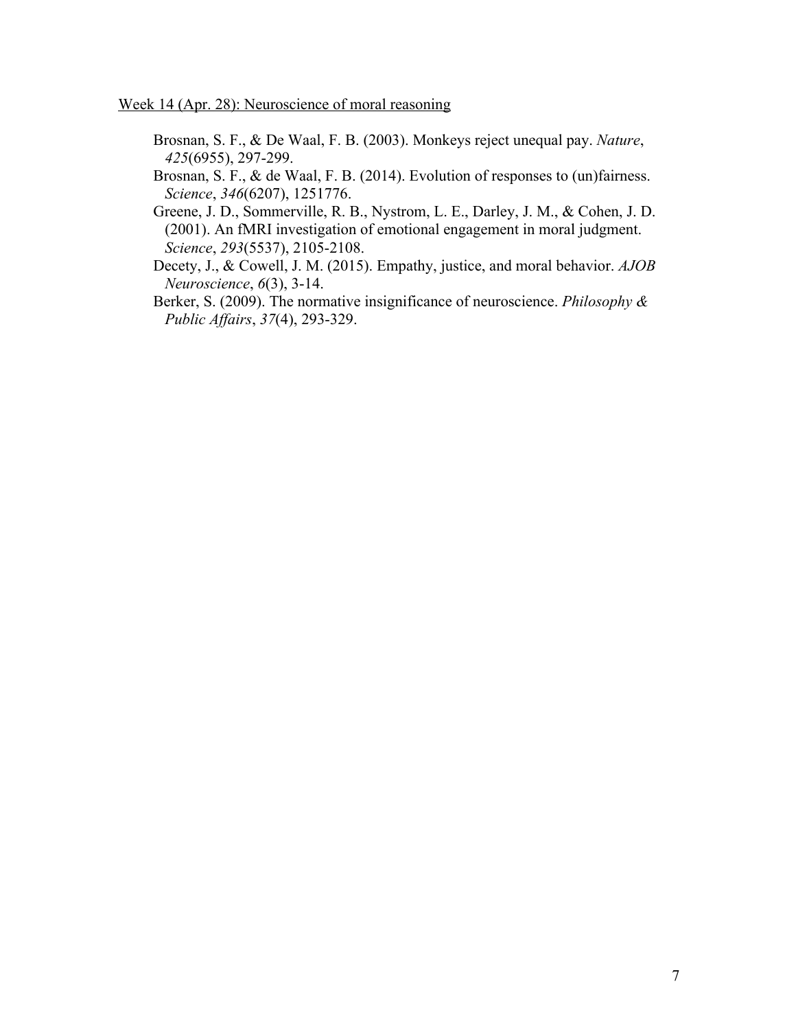<u>Week 14 (Apr. 28): Neuroscience of moral reasoning</u>

Brosnan, S. F., & De Waal, F. B. (2003). Monkeys reject unequal pay. *Nature*, *425*(6955), 297-299.

Brosnan, S. F., & de Waal, F. B. (2014). Evolution of responses to (un)fairness. *Science*, *346*(6207), 1251776.

Greene, J. D., Sommerville, R. B., Nystrom, L. E., Darley, J. M., & Cohen, J. D. (2001). An fMRI investigation of emotional engagement in moral judgment. *Science*, *293*(5537), 2105-2108.

Decety, J., & Cowell, J. M. (2015). Empathy, justice, and moral behavior. *AJOB Neuroscience*, *6*(3), 3-14.

Berker, S. (2009). The normative insignificance of neuroscience. *Philosophy & Public Affairs*, *37*(4), 293-329.